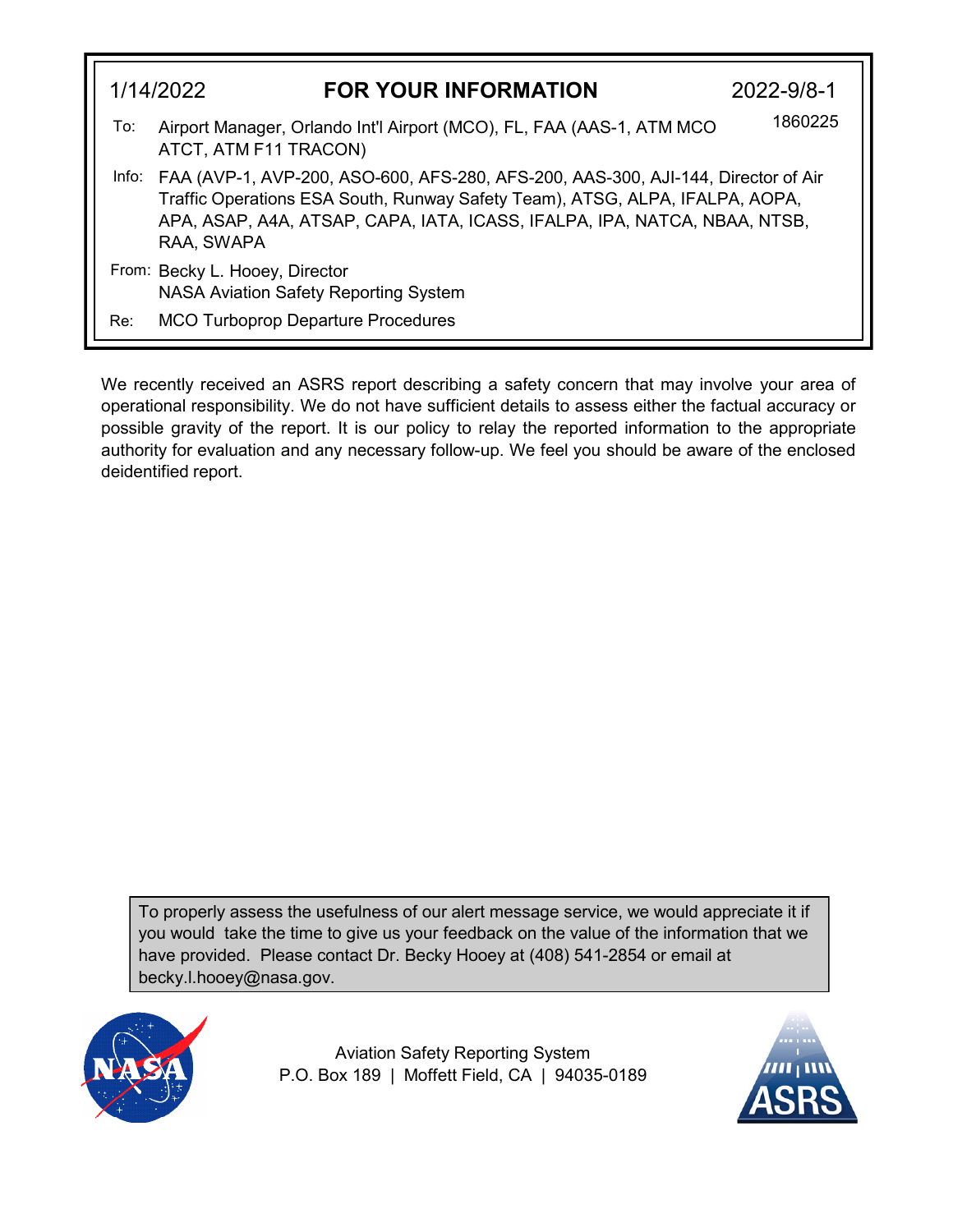| 1/14/2022 | **FOR YOUR INFORMATION** | 2022-9/8-1 |
|---|---|---|

1860225

**To:** Airport Manager, Orlando Int'l Airport (MCO), FL, FAA (AAS-1, ATM MCO ATCT, ATM F11 TRACON)

**Info:** FAA (AVP-1, AVP-200, ASO-600, AFS-280, AFS-200, AAS-300, AJI-144, Director of Air Traffic Operations ESA South, Runway Safety Team), ATSG, ALPA, IFALPA, AOPA, APA, ASAP, A4A, ATSAP, CAPA, IATA, ICASS, IFALPA, IPA, NATCA, NBAA, NTSB, RAA, SWAPA

**From:** Becky L. Hooey, Director
NASA Aviation Safety Reporting System

**Re:** MCO Turboprop Departure Procedures

We recently received an ASRS report describing a safety concern that may involve your area of operational responsibility. We do not have sufficient details to assess either the factual accuracy or possible gravity of the report. It is our policy to relay the reported information to the appropriate authority for evaluation and any necessary follow-up. We feel you should be aware of the enclosed deidentified report.

To properly assess the usefulness of our alert message service, we would appreciate it if you would take the time to give us your feedback on the value of the information that we have provided. Please contact Dr. Becky Hooey at (408) 541-2854 or email at becky.l.hooey@nasa.gov.

Aviation Safety Reporting System
P.O. Box 189 | Moffett Field, CA | 94035-0189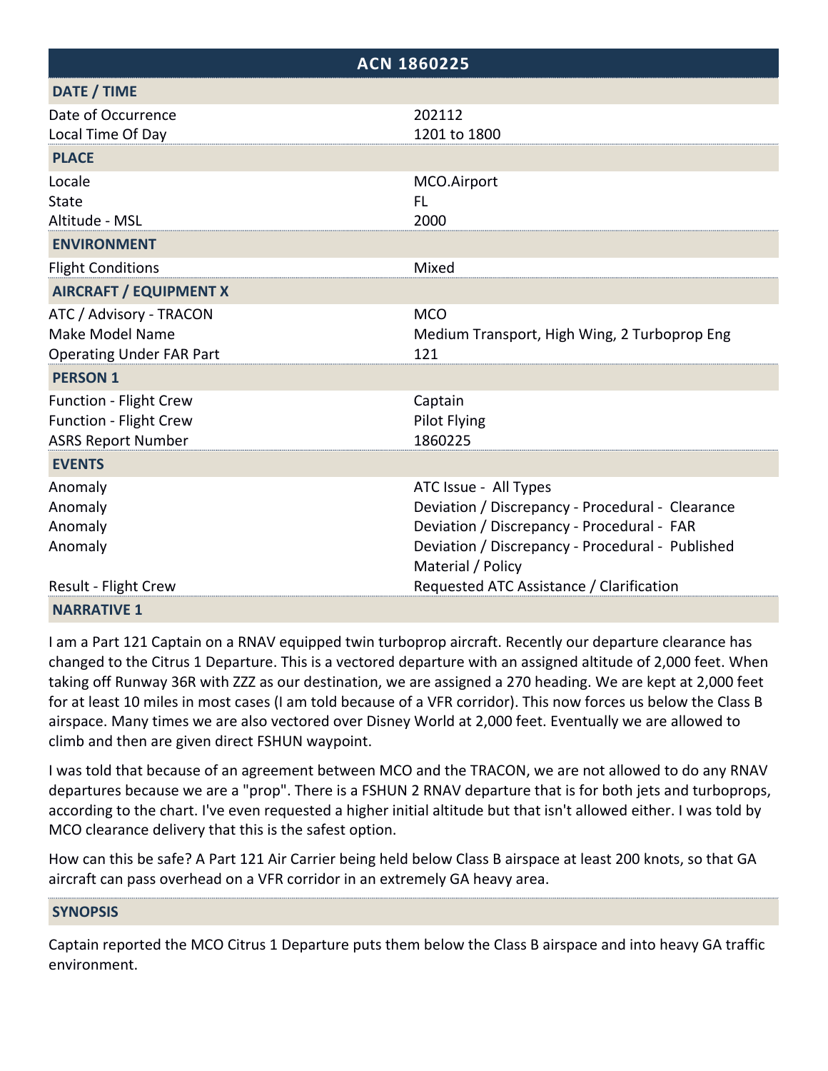## ACN 1860225

| | |
|---|---|
| **DATE / TIME** | |
| Date of Occurrence | 202112 |
| Local Time Of Day | 1201 to 1800 |
| **PLACE** | |
| Locale | MCO.Airport |
| State | FL |
| Altitude - MSL | 2000 |
| **ENVIRONMENT** | |
| Flight Conditions | Mixed |
| **AIRCRAFT / EQUIPMENT X** | |
| ATC / Advisory - TRACON | MCO |
| Make Model Name | Medium Transport, High Wing, 2 Turboprop Eng |
| Operating Under FAR Part | 121 |
| **PERSON 1** | |
| Function - Flight Crew | Captain |
| Function - Flight Crew | Pilot Flying |
| ASRS Report Number | 1860225 |
| **EVENTS** | |
| Anomaly | ATC Issue - All Types |
| Anomaly | Deviation / Discrepancy - Procedural - Clearance |
| Anomaly | Deviation / Discrepancy - Procedural - FAR |
| Anomaly | Deviation / Discrepancy - Procedural - Published Material / Policy |
| Result - Flight Crew | Requested ATC Assistance / Clarification |

### NARRATIVE 1

I am a Part 121 Captain on a RNAV equipped twin turboprop aircraft. Recently our departure clearance has changed to the Citrus 1 Departure. This is a vectored departure with an assigned altitude of 2,000 feet. When taking off Runway 36R with ZZZ as our destination, we are assigned a 270 heading. We are kept at 2,000 feet for at least 10 miles in most cases (I am told because of a VFR corridor). This now forces us below the Class B airspace. Many times we are also vectored over Disney World at 2,000 feet. Eventually we are allowed to climb and then are given direct FSHUN waypoint.

I was told that because of an agreement between MCO and the TRACON, we are not allowed to do any RNAV departures because we are a "prop". There is a FSHUN 2 RNAV departure that is for both jets and turboprops, according to the chart. I've even requested a higher initial altitude but that isn't allowed either. I was told by MCO clearance delivery that this is the safest option.

How can this be safe? A Part 121 Air Carrier being held below Class B airspace at least 200 knots, so that GA aircraft can pass overhead on a VFR corridor in an extremely GA heavy area.

### SYNOPSIS

Captain reported the MCO Citrus 1 Departure puts them below the Class B airspace and into heavy GA traffic environment.